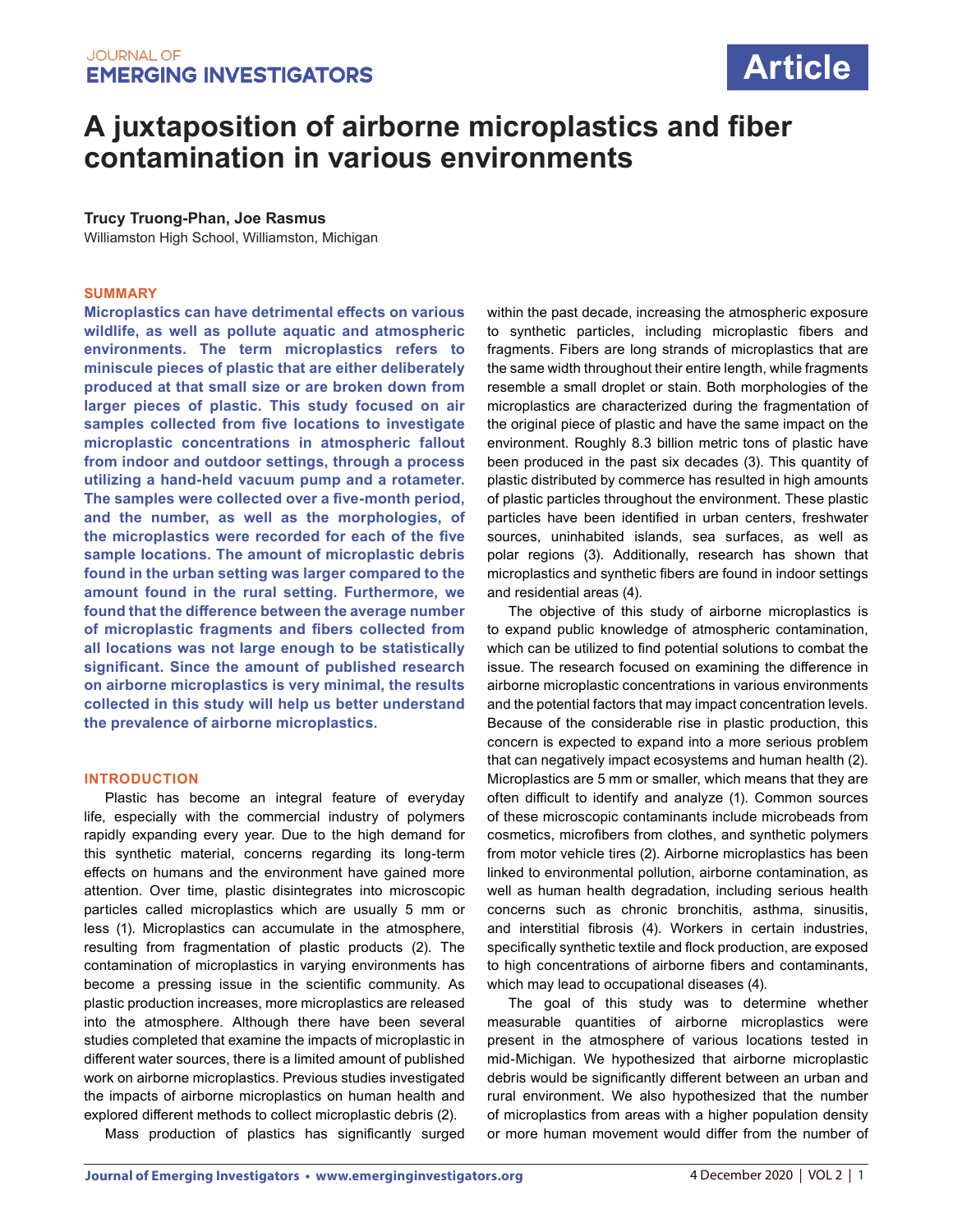# A juxtaposition of airborne microplastics and fiber contamination in various environments

**Trucy Truong-Phan, Joe Rasmus**

Williamston High School, Williamston, Michigan

## SUMMARY

**Microplastics can have detrimental effects on various wildlife, as well as pollute aquatic and atmospheric environments. The term microplastics refers to miniscule pieces of plastic that are either deliberately produced at that small size or are broken down from larger pieces of plastic. This study focused on air samples collected from five locations to investigate microplastic concentrations in atmospheric fallout from indoor and outdoor settings, through a process utilizing a hand-held vacuum pump and a rotameter. The samples were collected over a five-month period, and the number, as well as the morphologies, of the microplastics were recorded for each of the five sample locations. The amount of microplastic debris found in the urban setting was larger compared to the amount found in the rural setting. Furthermore, we found that the difference between the average number of microplastic fragments and fibers collected from all locations was not large enough to be statistically significant. Since the amount of published research on airborne microplastics is very minimal, the results collected in this study will help us better understand the prevalence of airborne microplastics.**

## INTRODUCTION

Plastic has become an integral feature of everyday life, especially with the commercial industry of polymers rapidly expanding every year. Due to the high demand for this synthetic material, concerns regarding its long-term effects on humans and the environment have gained more attention. Over time, plastic disintegrates into microscopic particles called microplastics which are usually 5 mm or less (1). Microplastics can accumulate in the atmosphere, resulting from fragmentation of plastic products (2). The contamination of microplastics in varying environments has become a pressing issue in the scientific community. As plastic production increases, more microplastics are released into the atmosphere. Although there have been several studies completed that examine the impacts of microplastic in different water sources, there is a limited amount of published work on airborne microplastics. Previous studies investigated the impacts of airborne microplastics on human health and explored different methods to collect microplastic debris (2).

Mass production of plastics has significantly surged within the past decade, increasing the atmospheric exposure to synthetic particles, including microplastic fibers and fragments. Fibers are long strands of microplastics that are the same width throughout their entire length, while fragments resemble a small droplet or stain. Both morphologies of the microplastics are characterized during the fragmentation of the original piece of plastic and have the same impact on the environment. Roughly 8.3 billion metric tons of plastic have been produced in the past six decades (3). This quantity of plastic distributed by commerce has resulted in high amounts of plastic particles throughout the environment. These plastic particles have been identified in urban centers, freshwater sources, uninhabited islands, sea surfaces, as well as polar regions (3). Additionally, research has shown that microplastics and synthetic fibers are found in indoor settings and residential areas (4).

The objective of this study of airborne microplastics is to expand public knowledge of atmospheric contamination, which can be utilized to find potential solutions to combat the issue. The research focused on examining the difference in airborne microplastic concentrations in various environments and the potential factors that may impact concentration levels. Because of the considerable rise in plastic production, this concern is expected to expand into a more serious problem that can negatively impact ecosystems and human health (2). Microplastics are 5 mm or smaller, which means that they are often difficult to identify and analyze (1). Common sources of these microscopic contaminants include microbeads from cosmetics, microfibers from clothes, and synthetic polymers from motor vehicle tires (2). Airborne microplastics has been linked to environmental pollution, airborne contamination, as well as human health degradation, including serious health concerns such as chronic bronchitis, asthma, sinusitis, and interstitial fibrosis (4). Workers in certain industries, specifically synthetic textile and flock production, are exposed to high concentrations of airborne fibers and contaminants, which may lead to occupational diseases (4).

The goal of this study was to determine whether measurable quantities of airborne microplastics were present in the atmosphere of various locations tested in mid-Michigan. We hypothesized that airborne microplastic debris would be significantly different between an urban and rural environment. We also hypothesized that the number of microplastics from areas with a higher population density or more human movement would differ from the number of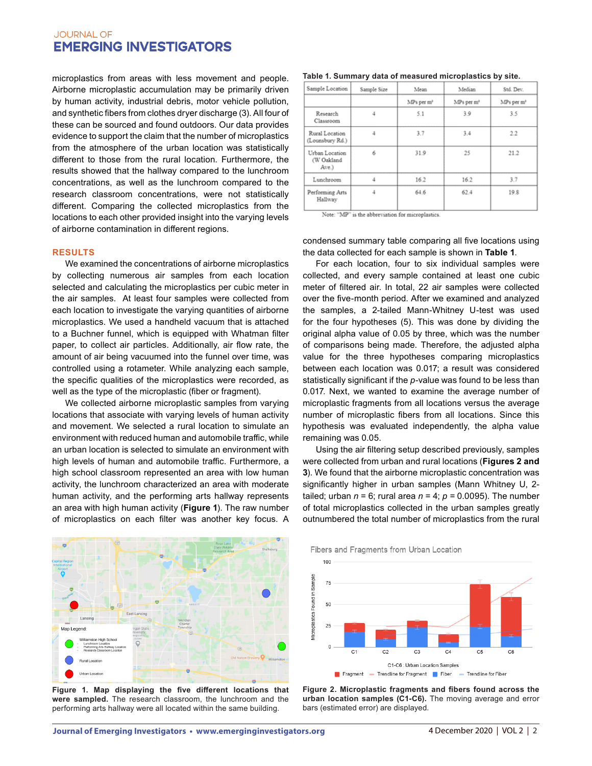microplastics from areas with less movement and people. Airborne microplastic accumulation may be primarily driven by human activity, industrial debris, motor vehicle pollution, and synthetic fibers from clothes dryer discharge (3). All four of these can be sourced and found outdoors. Our data provides evidence to support the claim that the number of microplastics from the atmosphere of the urban location was statistically different to those from the rural location. Furthermore, the results showed that the hallway compared to the lunchroom concentrations, as well as the lunchroom compared to the research classroom concentrations, were not statistically different. Comparing the collected microplastics from the locations to each other provided insight into the varying levels of airborne contamination in different regions.

## RESULTS

We examined the concentrations of airborne microplastics by collecting numerous air samples from each location selected and calculating the microplastics per cubic meter in the air samples. At least four samples were collected from each location to investigate the varying quantities of airborne microplastics. We used a handheld vacuum that is attached to a Buchner funnel, which is equipped with Whatman filter paper, to collect air particles. Additionally, air flow rate, the amount of air being vacuumed into the funnel over time, was controlled using a rotameter. While analyzing each sample, the specific qualities of the microplastics were recorded, as well as the type of the microplastic (fiber or fragment).

We collected airborne microplastic samples from varying locations that associate with varying levels of human activity and movement. We selected a rural location to simulate an environment with reduced human and automobile traffic, while an urban location is selected to simulate an environment with high levels of human and automobile traffic. Furthermore, a high school classroom represented an area with low human activity, the lunchroom characterized an area with moderate human activity, and the performing arts hallway represents an area with high human activity (**Figure 1**). The raw number of microplastics on each filter was another key focus. A condensed summary table comparing all five locations using the data collected for each sample is shown in **Table 1**.

**Table 1. Summary data of measured microplastics by site.**

| Sample Location | Sample Size | Mean | Median | Std. Dev. |
|---|---|---|---|---|
| | | MPs per m³ | MPs per m³ | MPs per m³ |
| Research Classroom | 4 | 5.1 | 3.9 | 3.5 |
| Rural Location (Lounsbury Rd.) | 4 | 3.7 | 3.4 | 2.2 |
| Urban Location (W Oakland Ave.) | 6 | 31.9 | 25 | 21.2 |
| Lunchroom | 4 | 16.2 | 16.2 | 3.7 |
| Performing Arts Hallway | 4 | 64.6 | 62.4 | 19.8 |

Note: "MP" is the abbreviation for microplastics.

For each location, four to six individual samples were collected, and every sample contained at least one cubic meter of filtered air. In total, 22 air samples were collected over the five-month period. After we examined and analyzed the samples, a 2-tailed Mann-Whitney U-test was used for the four hypotheses (5). This was done by dividing the original alpha value of 0.05 by three, which was the number of comparisons being made. Therefore, the adjusted alpha value for the three hypotheses comparing microplastics between each location was 0.017; a result was considered statistically significant if the *p*-value was found to be less than 0.017. Next, we wanted to examine the average number of microplastic fragments from all locations versus the average number of microplastic fibers from all locations. Since this hypothesis was evaluated independently, the alpha value remaining was 0.05.

Using the air filtering setup described previously, samples were collected from urban and rural locations (**Figures 2 and 3**). We found that the airborne microplastic concentration was significantly higher in urban samples (Mann Whitney U, 2-tailed; urban $n$ = 6; rural area $n$ = 4; $p$ = 0.0095). The number of total microplastics collected in the urban samples greatly outnumbered the total number of microplastics from the rural

**Figure 1. Map displaying the five different locations that were sampled.** The research classroom, the lunchroom and the performing arts hallway were all located within the same building.

**Figure 2. Microplastic fragments and fibers found across the urban location samples (C1-C6).** The moving average and error bars (estimated error) are displayed.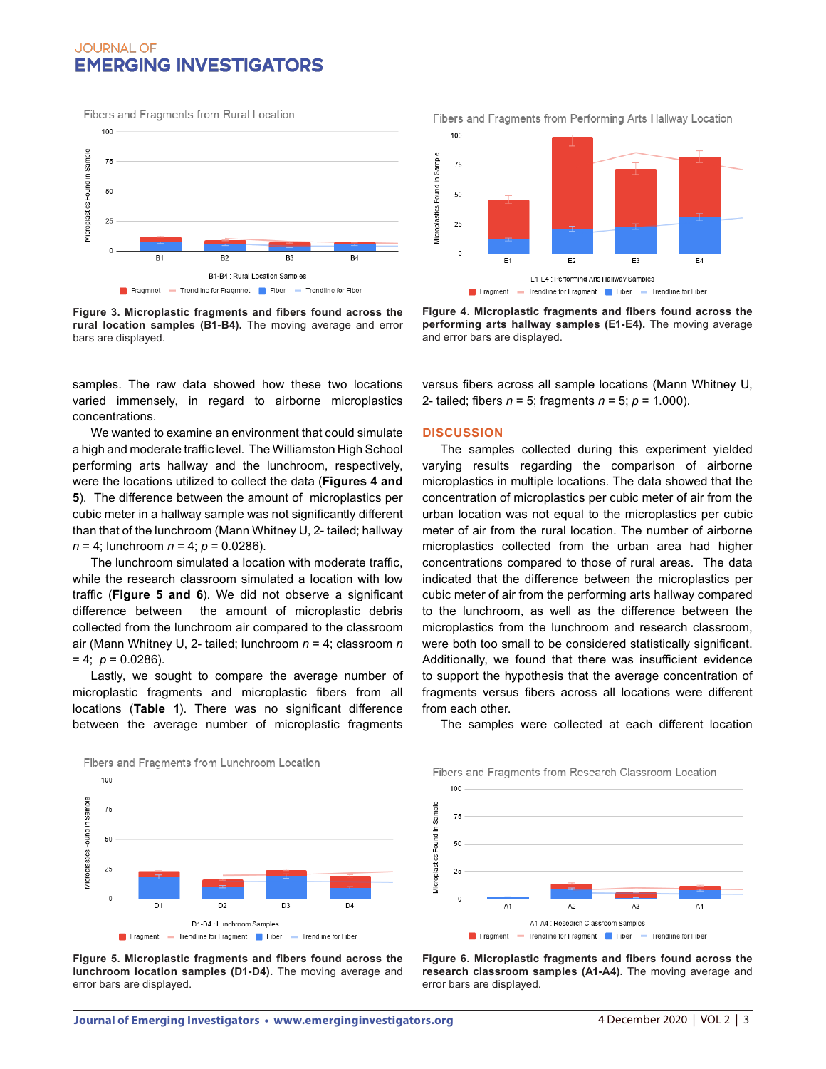**Figure 3. Microplastic fragments and fibers found across the rural location samples (B1-B4).** The moving average and error bars are displayed.

**Figure 4. Microplastic fragments and fibers found across the performing arts hallway samples (E1-E4).** The moving average and error bars are displayed.

samples. The raw data showed how these two locations varied immensely, in regard to airborne microplastics concentrations.

We wanted to examine an environment that could simulate a high and moderate traffic level. The Williamston High School performing arts hallway and the lunchroom, respectively, were the locations utilized to collect the data (**Figures 4 and 5**). The difference between the amount of microplastics per cubic meter in a hallway sample was not significantly different than that of the lunchroom (Mann Whitney U, 2- tailed; hallway $n = 4$; lunchroom $n = 4$; $p = 0.0286$).

The lunchroom simulated a location with moderate traffic, while the research classroom simulated a location with low traffic (**Figure 5 and 6**). We did not observe a significant difference between the amount of microplastic debris collected from the lunchroom air compared to the classroom air (Mann Whitney U, 2- tailed; lunchroom $n = 4$; classroom $n = 4$; $p = 0.0286$).

Lastly, we sought to compare the average number of microplastic fragments and microplastic fibers from all locations (**Table 1**). There was no significant difference between the average number of microplastic fragments versus fibers across all sample locations (Mann Whitney U, 2- tailed; fibers $n = 5$; fragments $n = 5$; $p = 1.000$).

## DISCUSSION

The samples collected during this experiment yielded varying results regarding the comparison of airborne microplastics in multiple locations. The data showed that the concentration of microplastics per cubic meter of air from the urban location was not equal to the microplastics per cubic meter of air from the rural location. The number of airborne microplastics collected from the urban area had higher concentrations compared to those of rural areas. The data indicated that the difference between the microplastics per cubic meter of air from the performing arts hallway compared to the lunchroom, as well as the difference between the microplastics from the lunchroom and research classroom, were both too small to be considered statistically significant. Additionally, we found that there was insufficient evidence to support the hypothesis that the average concentration of fragments versus fibers across all locations were different from each other.

The samples were collected at each different location

**Figure 5. Microplastic fragments and fibers found across the lunchroom location samples (D1-D4).** The moving average and error bars are displayed.

**Figure 6. Microplastic fragments and fibers found across the research classroom samples (A1-A4).** The moving average and error bars are displayed.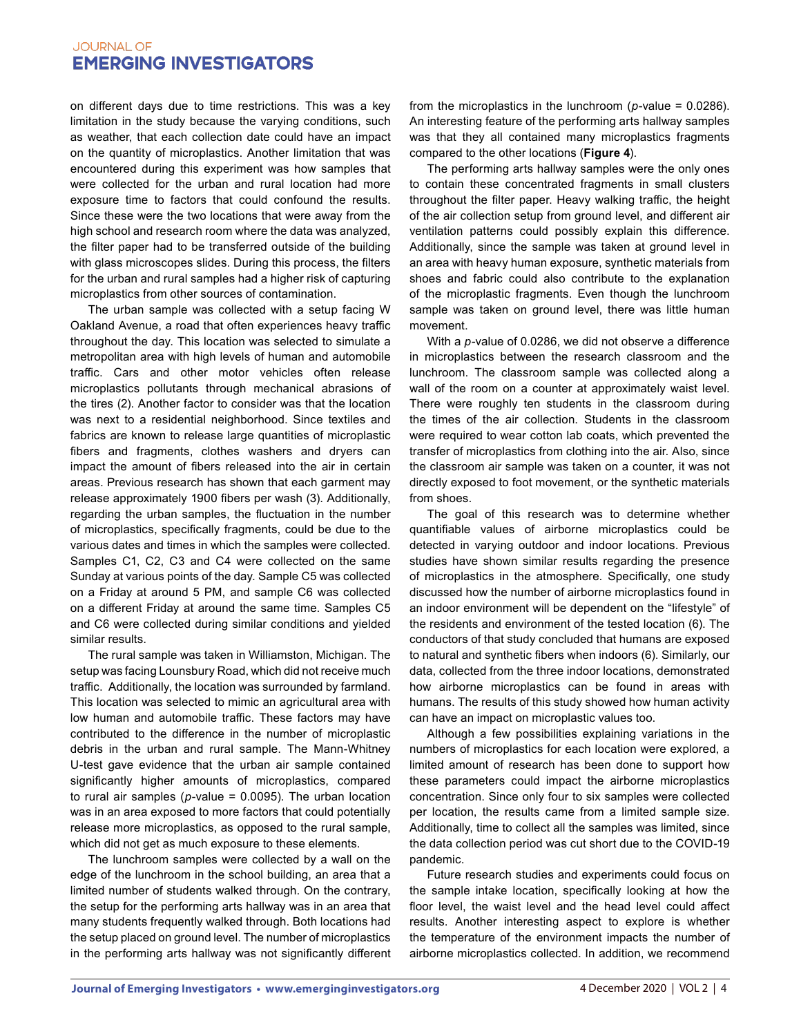on different days due to time restrictions. This was a key limitation in the study because the varying conditions, such as weather, that each collection date could have an impact on the quantity of microplastics. Another limitation that was encountered during this experiment was how samples that were collected for the urban and rural location had more exposure time to factors that could confound the results. Since these were the two locations that were away from the high school and research room where the data was analyzed, the filter paper had to be transferred outside of the building with glass microscopes slides. During this process, the filters for the urban and rural samples had a higher risk of capturing microplastics from other sources of contamination.

The urban sample was collected with a setup facing W Oakland Avenue, a road that often experiences heavy traffic throughout the day. This location was selected to simulate a metropolitan area with high levels of human and automobile traffic. Cars and other motor vehicles often release microplastics pollutants through mechanical abrasions of the tires (2). Another factor to consider was that the location was next to a residential neighborhood. Since textiles and fabrics are known to release large quantities of microplastic fibers and fragments, clothes washers and dryers can impact the amount of fibers released into the air in certain areas. Previous research has shown that each garment may release approximately 1900 fibers per wash (3). Additionally, regarding the urban samples, the fluctuation in the number of microplastics, specifically fragments, could be due to the various dates and times in which the samples were collected. Samples C1, C2, C3 and C4 were collected on the same Sunday at various points of the day. Sample C5 was collected on a Friday at around 5 PM, and sample C6 was collected on a different Friday at around the same time. Samples C5 and C6 were collected during similar conditions and yielded similar results.

The rural sample was taken in Williamston, Michigan. The setup was facing Lounsbury Road, which did not receive much traffic. Additionally, the location was surrounded by farmland. This location was selected to mimic an agricultural area with low human and automobile traffic. These factors may have contributed to the difference in the number of microplastic debris in the urban and rural sample. The Mann-Whitney U-test gave evidence that the urban air sample contained significantly higher amounts of microplastics, compared to rural air samples ($p$-value = 0.0095). The urban location was in an area exposed to more factors that could potentially release more microplastics, as opposed to the rural sample, which did not get as much exposure to these elements.

The lunchroom samples were collected by a wall on the edge of the lunchroom in the school building, an area that a limited number of students walked through. On the contrary, the setup for the performing arts hallway was in an area that many students frequently walked through. Both locations had the setup placed on ground level. The number of microplastics in the performing arts hallway was not significantly different from the microplastics in the lunchroom ($p$-value = 0.0286). An interesting feature of the performing arts hallway samples was that they all contained many microplastics fragments compared to the other locations (**Figure 4**).

The performing arts hallway samples were the only ones to contain these concentrated fragments in small clusters throughout the filter paper. Heavy walking traffic, the height of the air collection setup from ground level, and different air ventilation patterns could possibly explain this difference. Additionally, since the sample was taken at ground level in an area with heavy human exposure, synthetic materials from shoes and fabric could also contribute to the explanation of the microplastic fragments. Even though the lunchroom sample was taken on ground level, there was little human movement.

With a $p$-value of 0.0286, we did not observe a difference in microplastics between the research classroom and the lunchroom. The classroom sample was collected along a wall of the room on a counter at approximately waist level. There were roughly ten students in the classroom during the times of the air collection. Students in the classroom were required to wear cotton lab coats, which prevented the transfer of microplastics from clothing into the air. Also, since the classroom air sample was taken on a counter, it was not directly exposed to foot movement, or the synthetic materials from shoes.

The goal of this research was to determine whether quantifiable values of airborne microplastics could be detected in varying outdoor and indoor locations. Previous studies have shown similar results regarding the presence of microplastics in the atmosphere. Specifically, one study discussed how the number of airborne microplastics found in an indoor environment will be dependent on the "lifestyle" of the residents and environment of the tested location (6). The conductors of that study concluded that humans are exposed to natural and synthetic fibers when indoors (6). Similarly, our data, collected from the three indoor locations, demonstrated how airborne microplastics can be found in areas with humans. The results of this study showed how human activity can have an impact on microplastic values too.

Although a few possibilities explaining variations in the numbers of microplastics for each location were explored, a limited amount of research has been done to support how these parameters could impact the airborne microplastics concentration. Since only four to six samples were collected per location, the results came from a limited sample size. Additionally, time to collect all the samples was limited, since the data collection period was cut short due to the COVID-19 pandemic.

Future research studies and experiments could focus on the sample intake location, specifically looking at how the floor level, the waist level and the head level could affect results. Another interesting aspect to explore is whether the temperature of the environment impacts the number of airborne microplastics collected. In addition, we recommend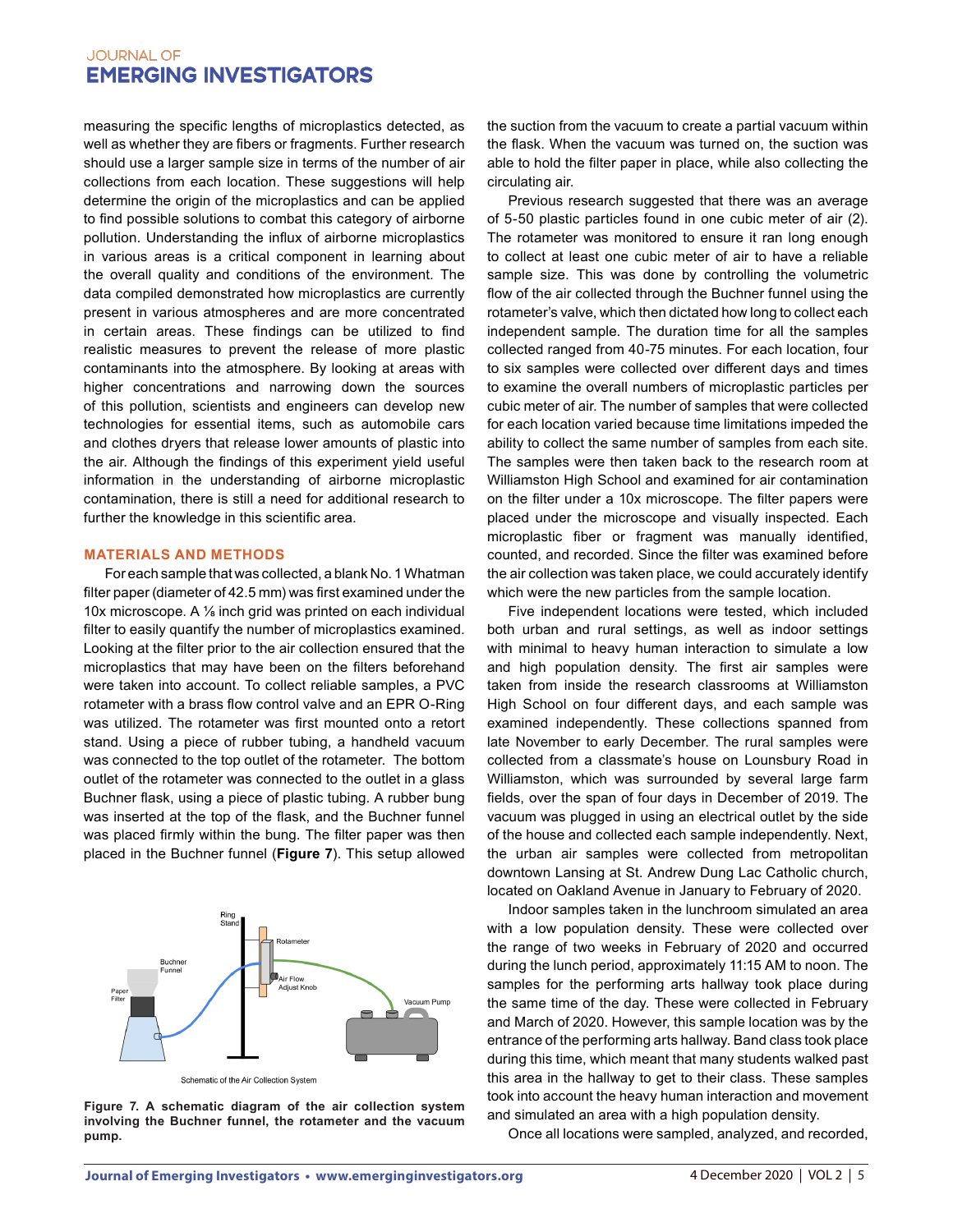measuring the specific lengths of microplastics detected, as well as whether they are fibers or fragments. Further research should use a larger sample size in terms of the number of air collections from each location. These suggestions will help determine the origin of the microplastics and can be applied to find possible solutions to combat this category of airborne pollution. Understanding the influx of airborne microplastics in various areas is a critical component in learning about the overall quality and conditions of the environment. The data compiled demonstrated how microplastics are currently present in various atmospheres and are more concentrated in certain areas. These findings can be utilized to find realistic measures to prevent the release of more plastic contaminants into the atmosphere. By looking at areas with higher concentrations and narrowing down the sources of this pollution, scientists and engineers can develop new technologies for essential items, such as automobile cars and clothes dryers that release lower amounts of plastic into the air. Although the findings of this experiment yield useful information in the understanding of airborne microplastic contamination, there is still a need for additional research to further the knowledge in this scientific area.

## MATERIALS AND METHODS

For each sample that was collected, a blank No. 1 Whatman filter paper (diameter of 42.5 mm) was first examined under the 10x microscope. A ⅛ inch grid was printed on each individual filter to easily quantify the number of microplastics examined. Looking at the filter prior to the air collection ensured that the microplastics that may have been on the filters beforehand were taken into account. To collect reliable samples, a PVC rotameter with a brass flow control valve and an EPR O-Ring was utilized. The rotameter was first mounted onto a retort stand. Using a piece of rubber tubing, a handheld vacuum was connected to the top outlet of the rotameter. The bottom outlet of the rotameter was connected to the outlet in a glass Buchner flask, using a piece of plastic tubing. A rubber bung was inserted at the top of the flask, and the Buchner funnel was placed firmly within the bung. The filter paper was then placed in the Buchner funnel (**Figure 7**). This setup allowed the suction from the vacuum to create a partial vacuum within the flask. When the vacuum was turned on, the suction was able to hold the filter paper in place, while also collecting the circulating air.

**Figure 7. A schematic diagram of the air collection system involving the Buchner funnel, the rotameter and the vacuum pump.**

Previous research suggested that there was an average of 5-50 plastic particles found in one cubic meter of air (2). The rotameter was monitored to ensure it ran long enough to collect at least one cubic meter of air to have a reliable sample size. This was done by controlling the volumetric flow of the air collected through the Buchner funnel using the rotameter's valve, which then dictated how long to collect each independent sample. The duration time for all the samples collected ranged from 40-75 minutes. For each location, four to six samples were collected over different days and times to examine the overall numbers of microplastic particles per cubic meter of air. The number of samples that were collected for each location varied because time limitations impeded the ability to collect the same number of samples from each site. The samples were then taken back to the research room at Williamston High School and examined for air contamination on the filter under a 10x microscope. The filter papers were placed under the microscope and visually inspected. Each microplastic fiber or fragment was manually identified, counted, and recorded. Since the filter was examined before the air collection took place, we could accurately identify which were the new particles from the sample location.

Five independent locations were tested, which included both urban and rural settings, as well as indoor settings with minimal to heavy human interaction to simulate a low and high population density. The first air samples were taken from inside the research classrooms at Williamston High School on four different days, and each sample was examined independently. These collections spanned from late November to early December. The rural samples were collected from a classmate's house on Lounsbury Road in Williamston, which was surrounded by several large farm fields, over the span of four days in December of 2019. The vacuum was plugged in using an electrical outlet by the side of the house and collected each sample independently. Next, the urban air samples were collected from metropolitan downtown Lansing at St. Andrew Dung Lac Catholic church, located on Oakland Avenue in January to February of 2020.

Indoor samples taken in the lunchroom simulated an area with a low population density. These were collected over the range of two weeks in February of 2020 and occurred during the lunch period, approximately 11:15 AM to noon. The samples for the performing arts hallway took place during the same time of the day. These were collected in February and March of 2020. However, this sample location was by the entrance of the performing arts hallway. Band class took place during this time, which meant that many students walked past this area in the hallway to get to their class. These samples took into account the heavy human interaction and movement and simulated an area with a high population density.

Once all locations were sampled, analyzed, and recorded,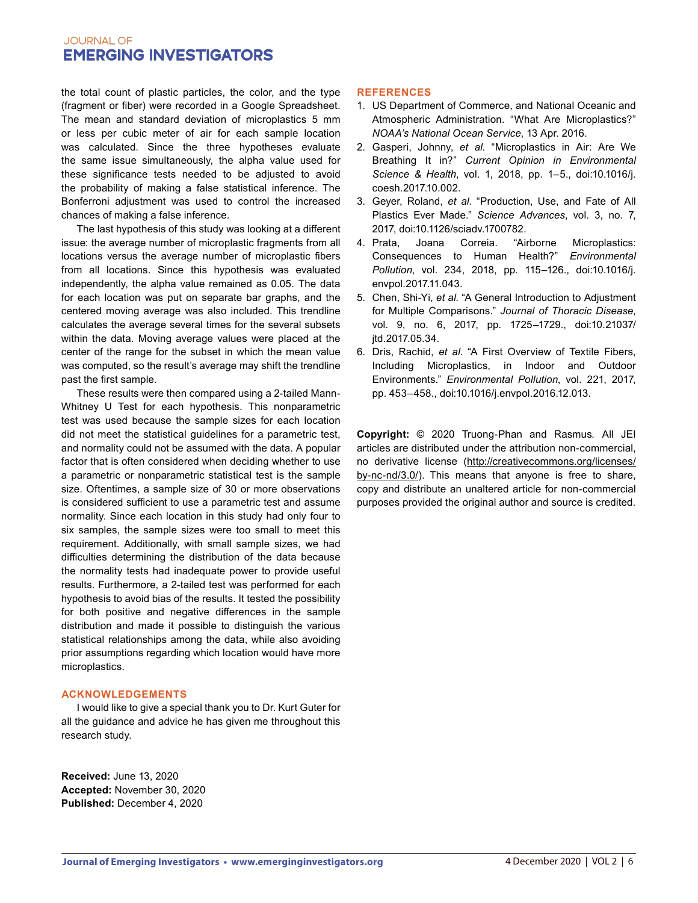the total count of plastic particles, the color, and the type (fragment or fiber) were recorded in a Google Spreadsheet. The mean and standard deviation of microplastics 5 mm or less per cubic meter of air for each sample location was calculated. Since the three hypotheses evaluate the same issue simultaneously, the alpha value used for these significance tests needed to be adjusted to avoid the probability of making a false statistical inference. The Bonferroni adjustment was used to control the increased chances of making a false inference.

The last hypothesis of this study was looking at a different issue: the average number of microplastic fragments from all locations versus the average number of microplastic fibers from all locations. Since this hypothesis was evaluated independently, the alpha value remained as 0.05. The data for each location was put on separate bar graphs, and the centered moving average was also included. This trendline calculates the average several times for the several subsets within the data. Moving average values were placed at the center of the range for the subset in which the mean value was computed, so the result's average may shift the trendline past the first sample.

These results were then compared using a 2-tailed Mann-Whitney U Test for each hypothesis. This nonparametric test was used because the sample sizes for each location did not meet the statistical guidelines for a parametric test, and normality could not be assumed with the data. A popular factor that is often considered when deciding whether to use a parametric or nonparametric statistical test is the sample size. Oftentimes, a sample size of 30 or more observations is considered sufficient to use a parametric test and assume normality. Since each location in this study had only four to six samples, the sample sizes were too small to meet this requirement. Additionally, with small sample sizes, we had difficulties determining the distribution of the data because the normality tests had inadequate power to provide useful results. Furthermore, a 2-tailed test was performed for each hypothesis to avoid bias of the results. It tested the possibility for both positive and negative differences in the sample distribution and made it possible to distinguish the various statistical relationships among the data, while also avoiding prior assumptions regarding which location would have more microplastics.

## ACKNOWLEDGEMENTS

I would like to give a special thank you to Dr. Kurt Guter for all the guidance and advice he has given me throughout this research study.

**Received:** June 13, 2020
**Accepted:** November 30, 2020
**Published:** December 4, 2020

## REFERENCES

1. US Department of Commerce, and National Oceanic and Atmospheric Administration. "What Are Microplastics?" *NOAA's National Ocean Service*, 13 Apr. 2016.
2. Gasperi, Johnny, *et al*. "Microplastics in Air: Are We Breathing It in?" *Current Opinion in Environmental Science & Health*, vol. 1, 2018, pp. 1–5., doi:10.1016/j.coesh.2017.10.002.
3. Geyer, Roland, *et al.* "Production, Use, and Fate of All Plastics Ever Made." *Science Advances*, vol. 3, no. 7, 2017, doi:10.1126/sciadv.1700782.
4. Prata, Joana Correia. "Airborne Microplastics: Consequences to Human Health?" *Environmental Pollution*, vol. 234, 2018, pp. 115–126., doi:10.1016/j.envpol.2017.11.043.
5. Chen, Shi-Yi, *et al*. "A General Introduction to Adjustment for Multiple Comparisons." *Journal of Thoracic Disease*, vol. 9, no. 6, 2017, pp. 1725–1729., doi:10.21037/jtd.2017.05.34.
6. Dris, Rachid, *et al*. "A First Overview of Textile Fibers, Including Microplastics, in Indoor and Outdoor Environments." *Environmental Pollution*, vol. 221, 2017, pp. 453–458., doi:10.1016/j.envpol.2016.12.013.

**Copyright:** © 2020 Truong-Phan and Rasmus. All JEI articles are distributed under the attribution non-commercial, no derivative license (http://creativecommons.org/licenses/by-nc-nd/3.0/). This means that anyone is free to share, copy and distribute an unaltered article for non-commercial purposes provided the original author and source is credited.